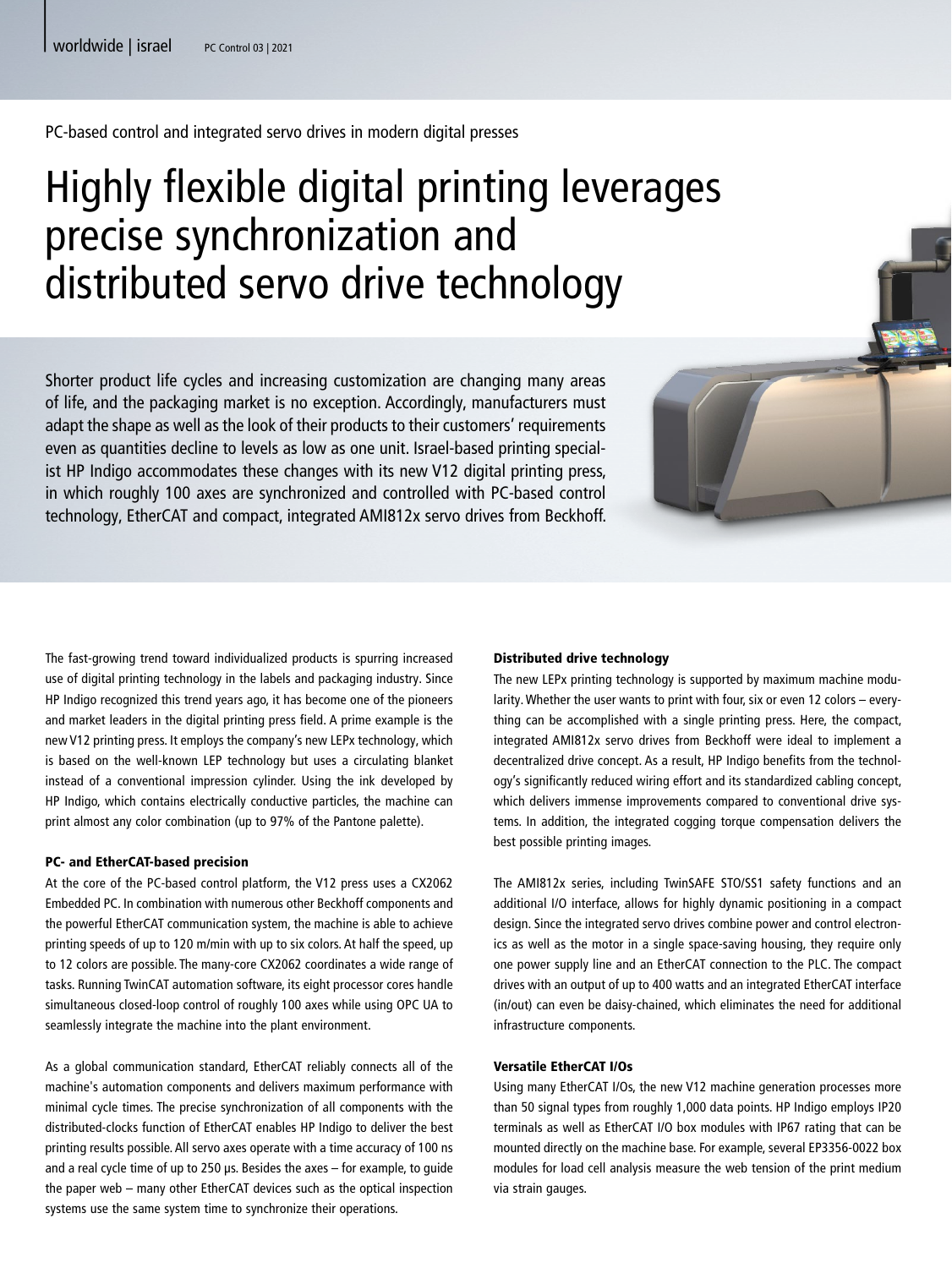PC-based control and integrated servo drives in modern digital presses

# Highly flexible digital printing leverages precise synchronization and distributed servo drive technology

Shorter product life cycles and increasing customization are changing many areas of life, and the packaging market is no exception. Accordingly, manufacturers must adapt the shape as well as the look of their products to their customers' requirements even as quantities decline to levels as low as one unit. Israel-based printing specialist HP Indigo accommodates these changes with its new V12 digital printing press, in which roughly 100 axes are synchronized and controlled with PC-based control technology, EtherCAT and compact, integrated AMI812x servo drives from Beckhoff.

The fast-growing trend toward individualized products is spurring increased use of digital printing technology in the labels and packaging industry. Since HP Indigo recognized this trend years ago, it has become one of the pioneers and market leaders in the digital printing press field. A prime example is the new V12 printing press. It employs the company's new LEPx technology, which is based on the well-known LEP technology but uses a circulating blanket instead of a conventional impression cylinder. Using the ink developed by HP Indigo, which contains electrically conductive particles, the machine can print almost any color combination (up to 97% of the Pantone palette).

### PC- and EtherCAT-based precision

At the core of the PC-based control platform, the V12 press uses a CX2062 Embedded PC. In combination with numerous other Beckhoff components and the powerful EtherCAT communication system, the machine is able to achieve printing speeds of up to 120 m/min with up to six colors. At half the speed, up to 12 colors are possible. The many-core CX2062 coordinates a wide range of tasks. Running TwinCAT automation software, its eight processor cores handle simultaneous closed-loop control of roughly 100 axes while using OPC UA to seamlessly integrate the machine into the plant environment.

As a global communication standard, EtherCAT reliably connects all of the machine's automation components and delivers maximum performance with minimal cycle times. The precise synchronization of all components with the distributed-clocks function of EtherCAT enables HP Indigo to deliver the best printing results possible. All servo axes operate with a time accuracy of 100 ns and a real cycle time of up to 250 µs. Besides the axes – for example, to guide the paper web – many other EtherCAT devices such as the optical inspection systems use the same system time to synchronize their operations.

### Distributed drive technology

The new LEPx printing technology is supported by maximum machine modularity. Whether the user wants to print with four, six or even 12 colors – everything can be accomplished with a single printing press. Here, the compact, integrated AMI812x servo drives from Beckhoff were ideal to implement a decentralized drive concept. As a result, HP Indigo benefits from the technology's significantly reduced wiring effort and its standardized cabling concept, which delivers immense improvements compared to conventional drive systems. In addition, the integrated cogging torque compensation delivers the best possible printing images.

The AMI812x series, including TwinSAFE STO/SS1 safety functions and an additional I/O interface, allows for highly dynamic positioning in a compact design. Since the integrated servo drives combine power and control electronics as well as the motor in a single space-saving housing, they require only one power supply line and an EtherCAT connection to the PLC. The compact drives with an output of up to 400 watts and an integrated EtherCAT interface (in/out) can even be daisy-chained, which eliminates the need for additional infrastructure components.

### Versatile EtherCAT I/Os

Using many EtherCAT I/Os, the new V12 machine generation processes more than 50 signal types from roughly 1,000 data points. HP Indigo employs IP20 terminals as well as EtherCAT I/O box modules with IP67 rating that can be mounted directly on the machine base. For example, several EP3356-0022 box modules for load cell analysis measure the web tension of the print medium via strain gauges.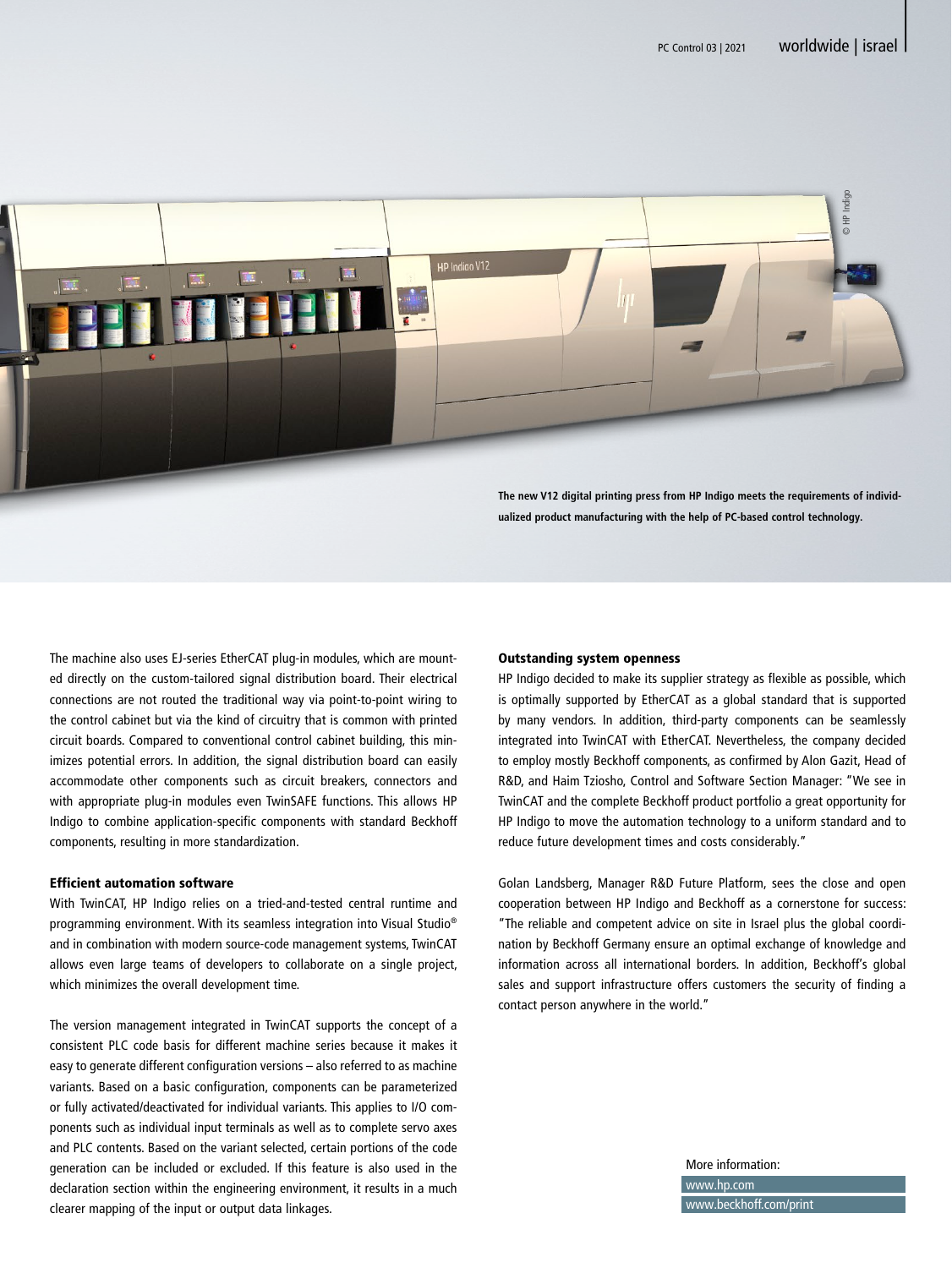The new V12 digital printing press from HP Indigo meets the requirements of individualized product manufacturing with the help of PC-based control technology.

The machine also uses EJ-series EtherCAT plug-in modules, which are mounted directly on the custom-tailored signal distribution board. Their electrical connections are not routed the traditional way via point-to-point wiring to the control cabinet but via the kind of circuitry that is common with printed circuit boards. Compared to conventional control cabinet building, this minimizes potential errors. In addition, the signal distribution board can easily accommodate other components such as circuit breakers, connectors and with appropriate plug-in modules even TwinSAFE functions. This allows HP Indigo to combine application-specific components with standard Beckhoff components, resulting in more standardization.

### Efficient automation software

With TwinCAT, HP Indigo relies on a tried-and-tested central runtime and programming environment. With its seamless integration into Visual Studio® and in combination with modern source-code management systems, TwinCAT allows even large teams of developers to collaborate on a single project, which minimizes the overall development time.

The version management integrated in TwinCAT supports the concept of a consistent PLC code basis for different machine series because it makes it easy to generate different configuration versions – also referred to as machine variants. Based on a basic configuration, components can be parameterized or fully activated/deactivated for individual variants. This applies to I/O components such as individual input terminals as well as to complete servo axes and PLC contents. Based on the variant selected, certain portions of the code generation can be included or excluded. If this feature is also used in the declaration section within the engineering environment, it results in a much clearer mapping of the input or output data linkages.

### Outstanding system openness

HP Indigo decided to make its supplier strategy as flexible as possible, which is optimally supported by EtherCAT as a global standard that is supported by many vendors. In addition, third-party components can be seamlessly integrated into TwinCAT with EtherCAT. Nevertheless, the company decided to employ mostly Beckhoff components, as confirmed by Alon Gazit, Head of R&D, and Haim Tziosho, Control and Software Section Manager: "We see in TwinCAT and the complete Beckhoff product portfolio a great opportunity for HP Indigo to move the automation technology to a uniform standard and to reduce future development times and costs considerably."

Golan Landsberg, Manager R&D Future Platform, sees the close and open cooperation between HP Indigo and Beckhoff as a cornerstone for success: "The reliable and competent advice on site in Israel plus the global coordination by Beckhoff Germany ensure an optimal exchange of knowledge and information across all international borders. In addition, Beckhoff's global sales and support infrastructure offers customers the security of finding a contact person anywhere in the world."

More information:
www.hp.com
www.beckhoff.com/print